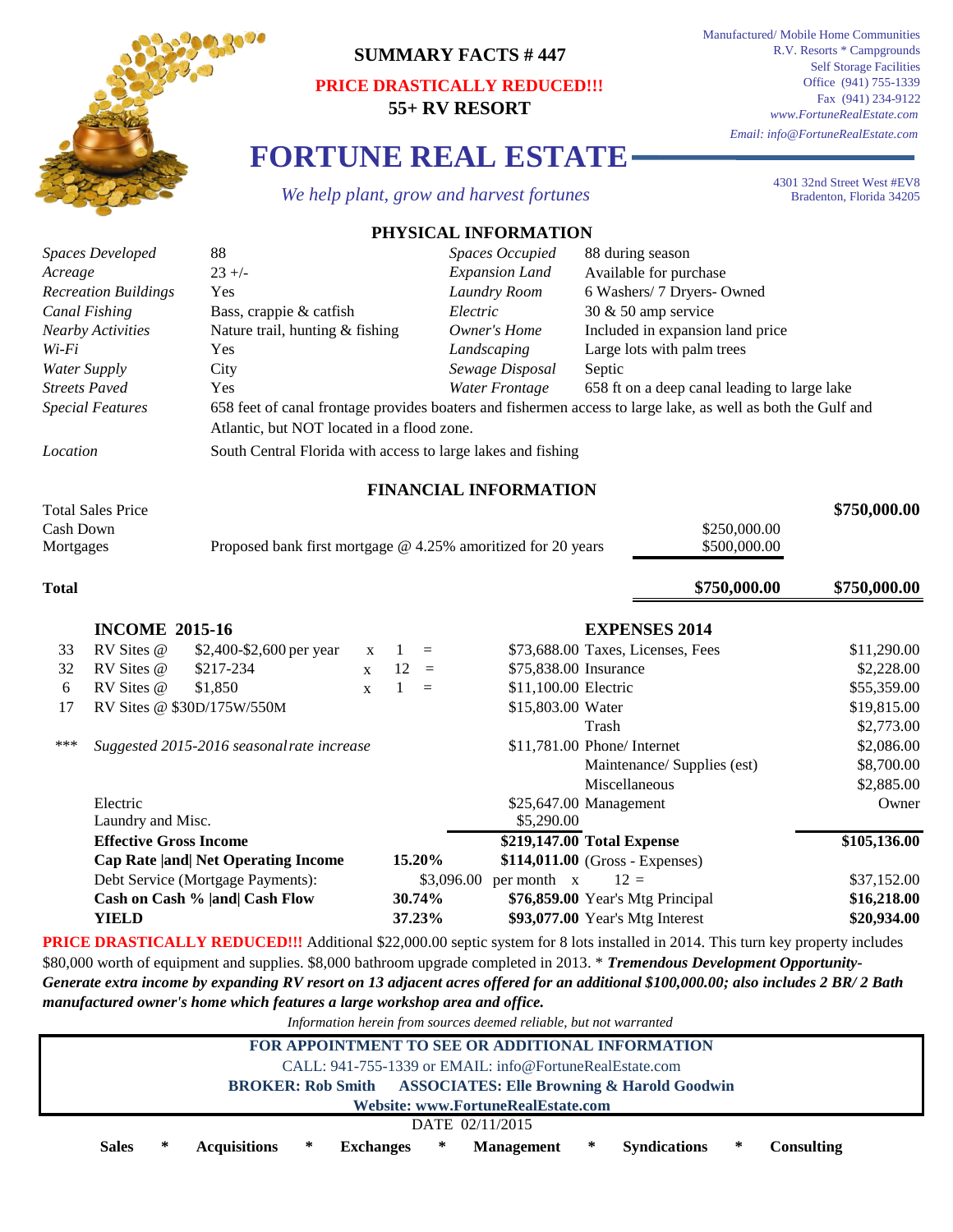Manufactured/ Mobile Home Communities
R.V. Resorts * Campgrounds
Self Storage Facilities
Office (941) 755-1339
Fax (941) 234-9122
www.FortuneRealEstate.com
Email: info@FortuneRealEstate.com

**SUMMARY FACTS # 447**

**PRICE DRASTICALLY REDUCED!!!**

**55+ RV RESORT**

# FORTUNE REAL ESTATE

*We help plant, grow and harvest fortunes*

4301 32nd Street West #EV8
Bradenton, Florida 34205

## PHYSICAL INFORMATION

| | | | |
|---|---|---|---|
| *Spaces Developed* | 88 | *Spaces Occupied* | 88 during season |
| *Acreage* | 23 +/- | *Expansion Land* | Available for purchase |
| *Recreation Buildings* | Yes | *Laundry Room* | 6 Washers/ 7 Dryers- Owned |
| *Canal Fishing* | Bass, crappie & catfish | *Electric* | 30 & 50 amp service |
| *Nearby Activities* | Nature trail, hunting & fishing | *Owner's Home* | Included in expansion land price |
| *Wi-Fi* | Yes | *Landscaping* | Large lots with palm trees |
| *Water Supply* | City | *Sewage Disposal* | Septic |
| *Streets Paved* | Yes | *Water Frontage* | 658 ft on a deep canal leading to large lake |

*Special Features* 658 feet of canal frontage provides boaters and fishermen access to large lake, as well as both the Gulf and Atlantic, but NOT located in a flood zone.

*Location* South Central Florida with access to large lakes and fishing

## FINANCIAL INFORMATION

| | | | |
|---|---|---|---|
| Total Sales Price | | | **$750,000.00** |
| Cash Down | | $250,000.00 | |
| Mortgages | Proposed bank first mortgage @ 4.25% amoritized for 20 years | $500,000.00 | |
| **Total** | | **$750,000.00** | **$750,000.00** |

| | **INCOME 2015-16** | | | | | | **EXPENSES 2014** | |
|---|---|---|---|---|---|---|---|---|
| 33 | RV Sites @ | $2,400-$2,600 per year | x | 1 = | | $73,688.00 | Taxes, Licenses, Fees | $11,290.00 |
| 32 | RV Sites @ | $217-234 | x | 12 = | | $75,838.00 | Insurance | $2,228.00 |
| 6 | RV Sites @ | $1,850 | x | 1 = | | $11,100.00 | Electric | $55,359.00 |
| 17 | RV Sites @ $30D/175W/550M | | | | | $15,803.00 | Water | $19,815.00 |
| | | | | | | | Trash | $2,773.00 |
| *** | *Suggested 2015-2016 seasonal rate increase* | | | | | $11,781.00 | Phone/ Internet | $2,086.00 |
| | | | | | | | Maintenance/ Supplies (est) | $8,700.00 |
| | | | | | | | Miscellaneous | $2,885.00 |
| | Electric | | | | | $25,647.00 | Management | Owner |
| | Laundry and Misc. | | | | | $5,290.00 | | |
| | **Effective Gross Income** | | | | | **$219,147.00** | **Total Expense** | **$105,136.00** |
| | **Cap Rate \|and\| Net Operating Income** | | | **15.20%** | | **$114,011.00** | (Gross - Expenses) | |
| | Debt Service (Mortgage Payments): | | | | $3,096.00 | per month x 12 = | | $37,152.00 |
| | **Cash on Cash % \|and\| Cash Flow** | | | **30.74%** | | **$76,859.00** | Year's Mtg Principal | **$16,218.00** |
| | **YIELD** | | | **37.23%** | | **$93,077.00** | Year's Mtg Interest | **$20,934.00** |

**PRICE DRASTICALLY REDUCED!!!** Additional $22,000.00 septic system for 8 lots installed in 2014. This turn key property includes $80,000 worth of equipment and supplies. $8,000 bathroom upgrade completed in 2013. * ***Tremendous Development Opportunity- Generate extra income by expanding RV resort on 13 adjacent acres offered for an additional $100,000.00; also includes 2 BR/ 2 Bath manufactured owner's home which features a large workshop area and office.***

*Information herein from sources deemed reliable, but not warranted*

**FOR APPOINTMENT TO SEE OR ADDITIONAL INFORMATION**

CALL: 941-755-1339 or EMAIL: info@FortuneRealEstate.com

**BROKER: Rob Smith ASSOCIATES: Elle Browning & Harold Goodwin**

**Website: www.FortuneRealEstate.com**

DATE 02/11/2015

**Sales** * **Acquisitions** * **Exchanges** * **Management** * **Syndications** * **Consulting**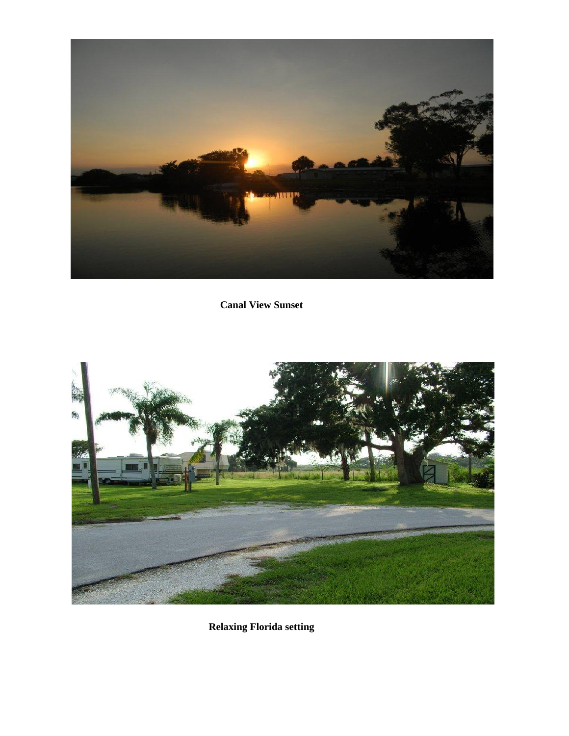**Canal View Sunset**

**Relaxing Florida setting**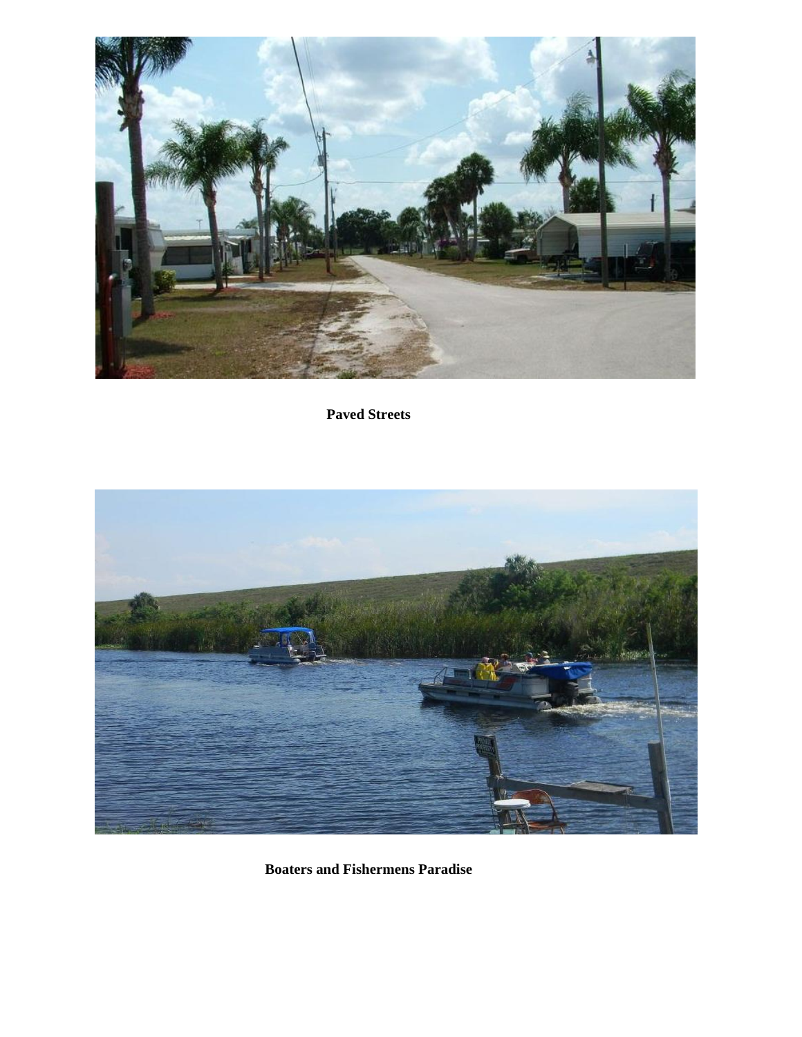**Paved Streets**

**Boaters and Fishermens Paradise**